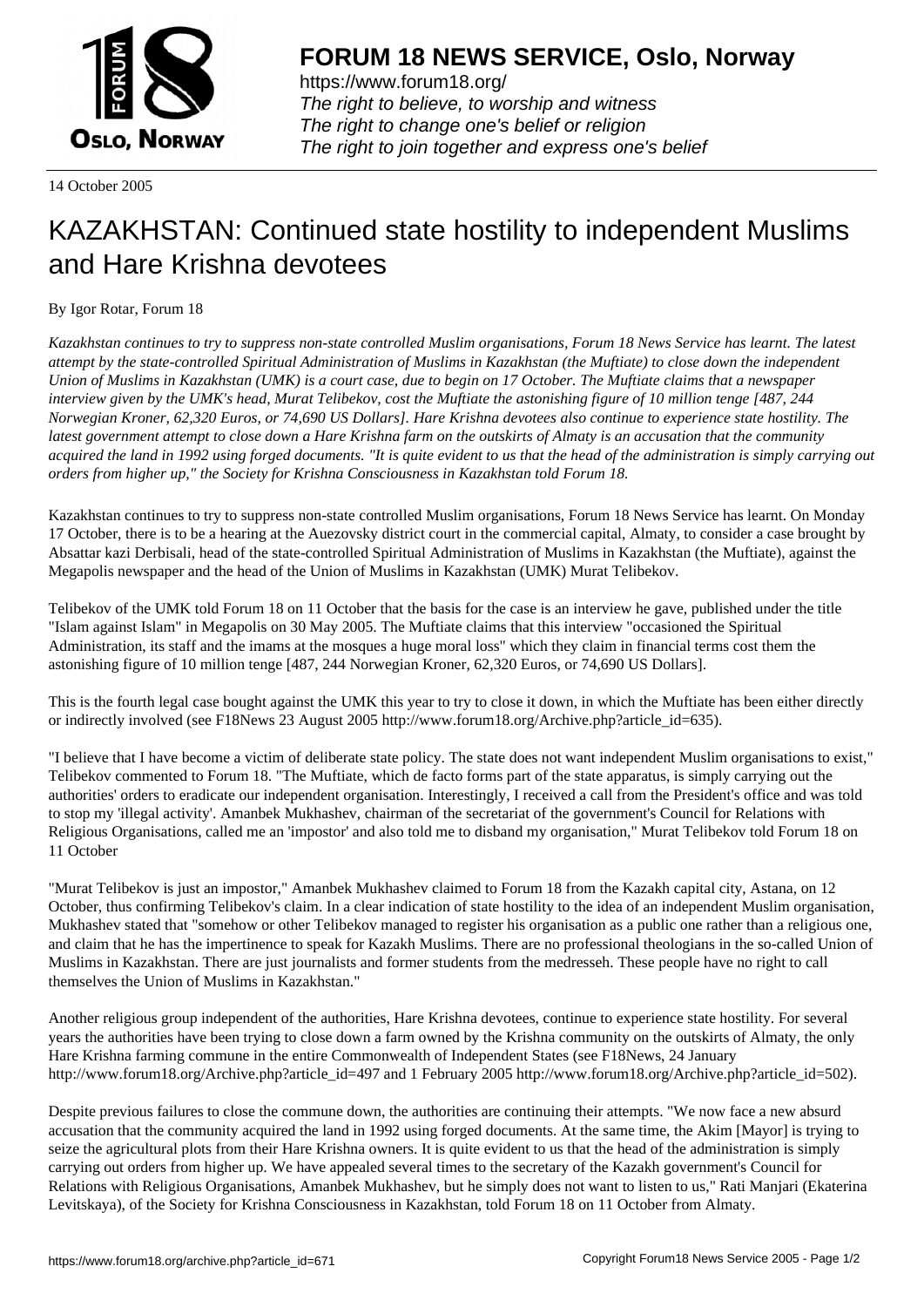14 October 2005

# KAZAKHSTAN: Continued state hostility to independent Muslims and Hare Krishna devotees

By Igor Rotar, Forum 18

*Kazakhstan continues to try to suppress non-state controlled Muslim organisations, Forum 18 News Service has learnt. The latest attempt by the state-controlled Spiritual Administration of Muslims in Kazakhstan (the Muftiate) to close down the independent Union of Muslims in Kazakhstan (UMK) is a court case, due to begin on 17 October. The Muftiate claims that a newspaper interview given by the UMK's head, Murat Telibekov, cost the Muftiate the astonishing figure of 10 million tenge [487, 244 Norwegian Kroner, 62,320 Euros, or 74,690 US Dollars]. Hare Krishna devotees also continue to experience state hostility. The latest government attempt to close down a Hare Krishna farm on the outskirts of Almaty is an accusation that the community acquired the land in 1992 using forged documents. "It is quite evident to us that the head of the administration is simply carrying out orders from higher up," the Society for Krishna Consciousness in Kazakhstan told Forum 18.*

Kazakhstan continues to try to suppress non-state controlled Muslim organisations, Forum 18 News Service has learnt. On Monday 17 October, there is to be a hearing at the Auezovsky district court in the commercial capital, Almaty, to consider a case brought by Absattar kazi Derbisali, head of the state-controlled Spiritual Administration of Muslims in Kazakhstan (the Muftiate), against the Megapolis newspaper and the head of the Union of Muslims in Kazakhstan (UMK) Murat Telibekov.

Telibekov of the UMK told Forum 18 on 11 October that the basis for the case is an interview he gave, published under the title "Islam against Islam" in Megapolis on 30 May 2005. The Muftiate claims that this interview "occasioned the Spiritual Administration, its staff and the imams at the mosques a huge moral loss" which they claim in financial terms cost them the astonishing figure of 10 million tenge [487, 244 Norwegian Kroner, 62,320 Euros, or 74,690 US Dollars].

This is the fourth legal case bought against the UMK this year to try to close it down, in which the Muftiate has been either directly or indirectly involved (see F18News 23 August 2005 http://www.forum18.org/Archive.php?article_id=635).

"I believe that I have become a victim of deliberate state policy. The state does not want independent Muslim organisations to exist," Telibekov commented to Forum 18. "The Muftiate, which de facto forms part of the state apparatus, is simply carrying out the authorities' orders to eradicate our independent organisation. Interestingly, I received a call from the President's office and was told to stop my 'illegal activity'. Amanbek Mukhashev, chairman of the secretariat of the government's Council for Relations with Religious Organisations, called me an 'impostor' and also told me to disband my organisation," Murat Telibekov told Forum 18 on 11 October

"Murat Telibekov is just an impostor," Amanbek Mukhashev claimed to Forum 18 from the Kazakh capital city, Astana, on 12 October, thus confirming Telibekov's claim. In a clear indication of state hostility to the idea of an independent Muslim organisation, Mukhashev stated that "somehow or other Telibekov managed to register his organisation as a public one rather than a religious one, and claim that he has the impertinence to speak for Kazakh Muslims. There are no professional theologians in the so-called Union of Muslims in Kazakhstan. There are just journalists and former students from the medresseh. These people have no right to call themselves the Union of Muslims in Kazakhstan."

Another religious group independent of the authorities, Hare Krishna devotees, continue to experience state hostility. For several years the authorities have been trying to close down a farm owned by the Krishna community on the outskirts of Almaty, the only Hare Krishna farming commune in the entire Commonwealth of Independent States (see F18News, 24 January http://www.forum18.org/Archive.php?article_id=497 and 1 February 2005 http://www.forum18.org/Archive.php?article_id=502).

Despite previous failures to close the commune down, the authorities are continuing their attempts. "We now face a new absurd accusation that the community acquired the land in 1992 using forged documents. At the same time, the Akim [Mayor] is trying to seize the agricultural plots from their Hare Krishna owners. It is quite evident to us that the head of the administration is simply carrying out orders from higher up. We have appealed several times to the secretary of the Kazakh government's Council for Relations with Religious Organisations, Amanbek Mukhashev, but he simply does not want to listen to us," Rati Manjari (Ekaterina Levitskaya), of the Society for Krishna Consciousness in Kazakhstan, told Forum 18 on 11 October from Almaty.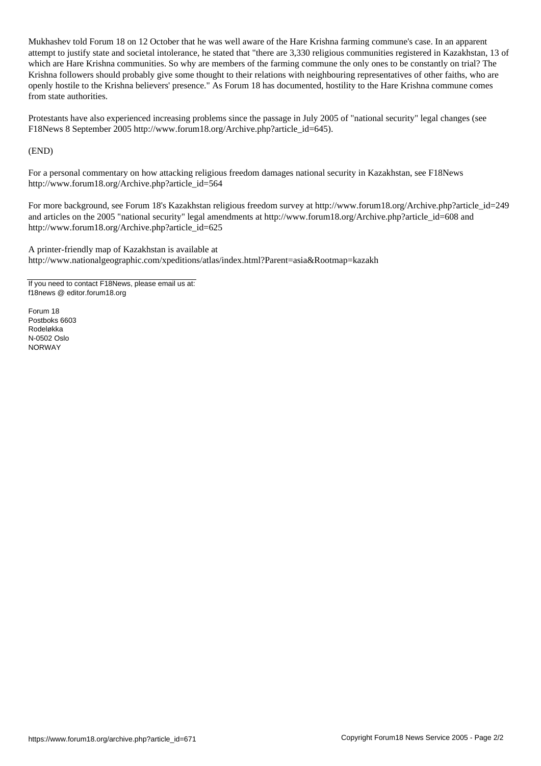Mukhashev told Forum 18 on 12 October that he was well aware of the Hare Krishna farming commune's case. In an apparent attempt to justify state and societal intolerance, he stated that "there are 3,330 religious communities registered in Kazakhstan, 13 of which are Hare Krishna communities. So why are members of the farming commune the only ones to be constantly on trial? The Krishna followers should probably give some thought to their relations with neighbouring representatives of other faiths, who are openly hostile to the Krishna believers' presence." As Forum 18 has documented, hostility to the Hare Krishna commune comes from state authorities.

Protestants have also experienced increasing problems since the passage in July 2005 of "national security" legal changes (see F18News 8 September 2005 http://www.forum18.org/Archive.php?article_id=645).

(END)

For a personal commentary on how attacking religious freedom damages national security in Kazakhstan, see F18News http://www.forum18.org/Archive.php?article_id=564

For more background, see Forum 18's Kazakhstan religious freedom survey at http://www.forum18.org/Archive.php?article_id=249 and articles on the 2005 "national security" legal amendments at http://www.forum18.org/Archive.php?article_id=608 and http://www.forum18.org/Archive.php?article_id=625

A printer-friendly map of Kazakhstan is available at http://www.nationalgeographic.com/xpeditions/atlas/index.html?Parent=asia&Rootmap=kazakh

If you need to contact F18News, please email us at:
f18news @ editor.forum18.org

Forum 18
Postboks 6603
Rodeløkka
N-0502 Oslo
NORWAY